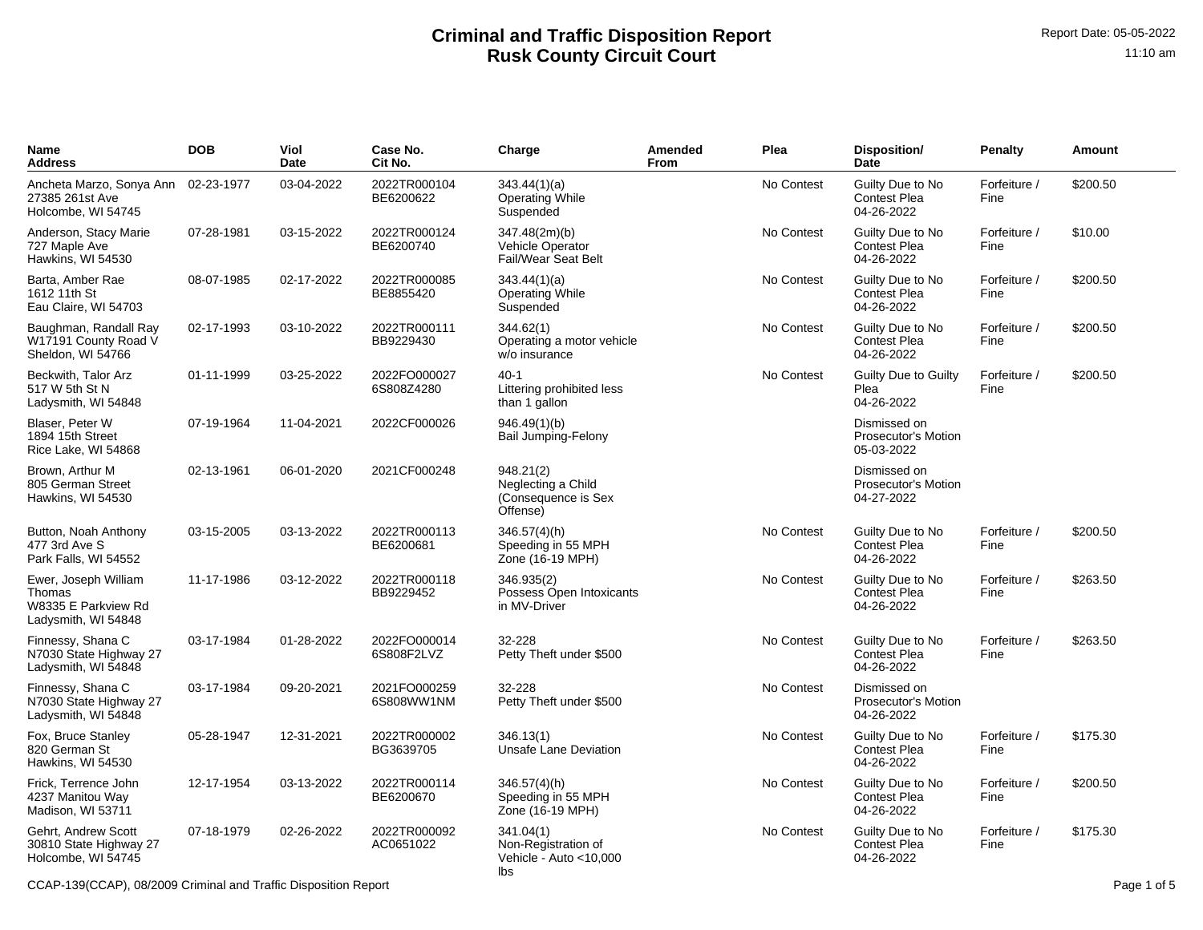# Criminal and Traffic Disposition Report
## Rusk County Circuit Court

Report Date: 05-05-2022
11:10 am

| Name Address | DOB | Viol Date | Case No. Cit No. | Charge | Amended From | Plea | Disposition/ Date | Penalty | Amount |
|---|---|---|---|---|---|---|---|---|---|
| Ancheta Marzo, Sonya Ann 27385 261st Ave Holcombe, WI 54745 | 02-23-1977 | 03-04-2022 | 2022TR000104 BE6200622 | 343.44(1)(a) Operating While Suspended | | No Contest | Guilty Due to No Contest Plea 04-26-2022 | Forfeiture / Fine | $200.50 |
| Anderson, Stacy Marie 727 Maple Ave Hawkins, WI 54530 | 07-28-1981 | 03-15-2022 | 2022TR000124 BE6200740 | 347.48(2m)(b) Vehicle Operator Fail/Wear Seat Belt | | No Contest | Guilty Due to No Contest Plea 04-26-2022 | Forfeiture / Fine | $10.00 |
| Barta, Amber Rae 1612 11th St Eau Claire, WI 54703 | 08-07-1985 | 02-17-2022 | 2022TR000085 BE8855420 | 343.44(1)(a) Operating While Suspended | | No Contest | Guilty Due to No Contest Plea 04-26-2022 | Forfeiture / Fine | $200.50 |
| Baughman, Randall Ray W17191 County Road V Sheldon, WI 54766 | 02-17-1993 | 03-10-2022 | 2022TR000111 BB9229430 | 344.62(1) Operating a motor vehicle w/o insurance | | No Contest | Guilty Due to No Contest Plea 04-26-2022 | Forfeiture / Fine | $200.50 |
| Beckwith, Talor Arz 517 W 5th St N Ladysmith, WI 54848 | 01-11-1999 | 03-25-2022 | 2022FO000027 6S808Z4280 | 40-1 Littering prohibited less than 1 gallon | | No Contest | Guilty Due to Guilty Plea 04-26-2022 | Forfeiture / Fine | $200.50 |
| Blaser, Peter W 1894 15th Street Rice Lake, WI 54868 | 07-19-1964 | 11-04-2021 | 2022CF000026 | 946.49(1)(b) Bail Jumping-Felony | | | Dismissed on Prosecutor's Motion 05-03-2022 | | |
| Brown, Arthur M 805 German Street Hawkins, WI 54530 | 02-13-1961 | 06-01-2020 | 2021CF000248 | 948.21(2) Neglecting a Child (Consequence is Sex Offense) | | | Dismissed on Prosecutor's Motion 04-27-2022 | | |
| Button, Noah Anthony 477 3rd Ave S Park Falls, WI 54552 | 03-15-2005 | 03-13-2022 | 2022TR000113 BE6200681 | 346.57(4)(h) Speeding in 55 MPH Zone (16-19 MPH) | | No Contest | Guilty Due to No Contest Plea 04-26-2022 | Forfeiture / Fine | $200.50 |
| Ewer, Joseph William Thomas W8335 E Parkview Rd Ladysmith, WI 54848 | 11-17-1986 | 03-12-2022 | 2022TR000118 BB9229452 | 346.935(2) Possess Open Intoxicants in MV-Driver | | No Contest | Guilty Due to No Contest Plea 04-26-2022 | Forfeiture / Fine | $263.50 |
| Finnessy, Shana C N7030 State Highway 27 Ladysmith, WI 54848 | 03-17-1984 | 01-28-2022 | 2022FO000014 6S808F2LVZ | 32-228 Petty Theft under $500 | | No Contest | Guilty Due to No Contest Plea 04-26-2022 | Forfeiture / Fine | $263.50 |
| Finnessy, Shana C N7030 State Highway 27 Ladysmith, WI 54848 | 03-17-1984 | 09-20-2021 | 2021FO000259 6S808WW1NM | 32-228 Petty Theft under $500 | | No Contest | Dismissed on Prosecutor's Motion 04-26-2022 | | |
| Fox, Bruce Stanley 820 German St Hawkins, WI 54530 | 05-28-1947 | 12-31-2021 | 2022TR000002 BG3639705 | 346.13(1) Unsafe Lane Deviation | | No Contest | Guilty Due to No Contest Plea 04-26-2022 | Forfeiture / Fine | $175.30 |
| Frick, Terrence John 4237 Manitou Way Madison, WI 53711 | 12-17-1954 | 03-13-2022 | 2022TR000114 BE6200670 | 346.57(4)(h) Speeding in 55 MPH Zone (16-19 MPH) | | No Contest | Guilty Due to No Contest Plea 04-26-2022 | Forfeiture / Fine | $200.50 |
| Gehrt, Andrew Scott 30810 State Highway 27 Holcombe, WI 54745 | 07-18-1979 | 02-26-2022 | 2022TR000092 AC0651022 | 341.04(1) Non-Registration of Vehicle - Auto <10,000 lbs | | No Contest | Guilty Due to No Contest Plea 04-26-2022 | Forfeiture / Fine | $175.30 |

CCAP-139(CCAP), 08/2009 Criminal and Traffic Disposition Report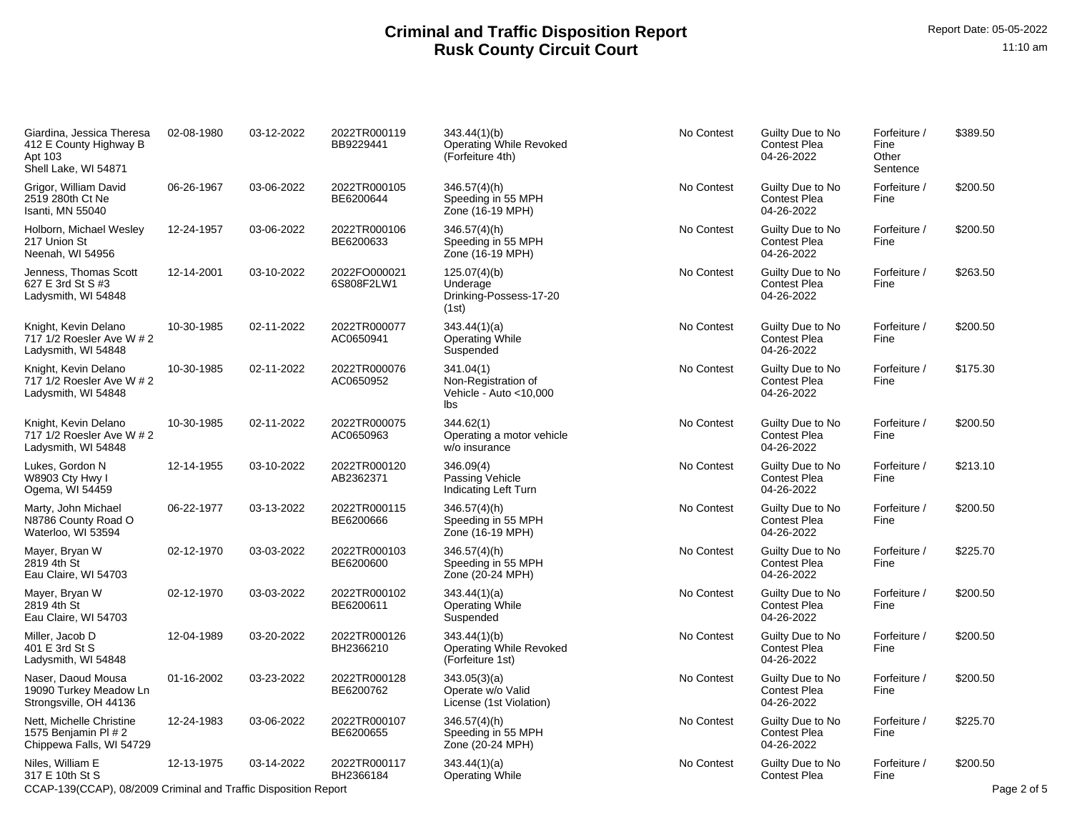# Criminal and Traffic Disposition Report
## Rusk County Circuit Court

Report Date: 05-05-2022
11:10 am

| Name / Address | DOB | Offense Date | Case No. / Citation | Statute / Description | Plea | Disposition | Sentence | Amount |
|---|---|---|---|---|---|---|---|---|
| Giardina, Jessica Theresa 412 E County Highway B Apt 103 Shell Lake, WI 54871 | 02-08-1980 | 03-12-2022 | 2022TR000119 BB9229441 | 343.44(1)(b) Operating While Revoked (Forfeiture 4th) | No Contest | Guilty Due to No Contest Plea 04-26-2022 | Forfeiture / Fine Other Sentence | $389.50 |
| Grigor, William David 2519 280th Ct Ne Isanti, MN 55040 | 06-26-1967 | 03-06-2022 | 2022TR000105 BE6200644 | 346.57(4)(h) Speeding in 55 MPH Zone (16-19 MPH) | No Contest | Guilty Due to No Contest Plea 04-26-2022 | Forfeiture / Fine | $200.50 |
| Holborn, Michael Wesley 217 Union St Neenah, WI 54956 | 12-24-1957 | 03-06-2022 | 2022TR000106 BE6200633 | 346.57(4)(h) Speeding in 55 MPH Zone (16-19 MPH) | No Contest | Guilty Due to No Contest Plea 04-26-2022 | Forfeiture / Fine | $200.50 |
| Jenness, Thomas Scott 627 E 3rd St S #3 Ladysmith, WI 54848 | 12-14-2001 | 03-10-2022 | 2022FO000021 6S808F2LW1 | 125.07(4)(b) Underage Drinking-Possess-17-20 (1st) | No Contest | Guilty Due to No Contest Plea 04-26-2022 | Forfeiture / Fine | $263.50 |
| Knight, Kevin Delano 717 1/2 Roesler Ave W # 2 Ladysmith, WI 54848 | 10-30-1985 | 02-11-2022 | 2022TR000077 AC0650941 | 343.44(1)(a) Operating While Suspended | No Contest | Guilty Due to No Contest Plea 04-26-2022 | Forfeiture / Fine | $200.50 |
| Knight, Kevin Delano 717 1/2 Roesler Ave W # 2 Ladysmith, WI 54848 | 10-30-1985 | 02-11-2022 | 2022TR000076 AC0650952 | 341.04(1) Non-Registration of Vehicle - Auto <10,000 lbs | No Contest | Guilty Due to No Contest Plea 04-26-2022 | Forfeiture / Fine | $175.30 |
| Knight, Kevin Delano 717 1/2 Roesler Ave W # 2 Ladysmith, WI 54848 | 10-30-1985 | 02-11-2022 | 2022TR000075 AC0650963 | 344.62(1) Operating a motor vehicle w/o insurance | No Contest | Guilty Due to No Contest Plea 04-26-2022 | Forfeiture / Fine | $200.50 |
| Lukes, Gordon N W8903 Cty Hwy I Ogema, WI 54459 | 12-14-1955 | 03-10-2022 | 2022TR000120 AB2362371 | 346.09(4) Passing Vehicle Indicating Left Turn | No Contest | Guilty Due to No Contest Plea 04-26-2022 | Forfeiture / Fine | $213.10 |
| Marty, John Michael N8786 County Road O Waterloo, WI 53594 | 06-22-1977 | 03-13-2022 | 2022TR000115 BE6200666 | 346.57(4)(h) Speeding in 55 MPH Zone (16-19 MPH) | No Contest | Guilty Due to No Contest Plea 04-26-2022 | Forfeiture / Fine | $200.50 |
| Mayer, Bryan W 2819 4th St Eau Claire, WI 54703 | 02-12-1970 | 03-03-2022 | 2022TR000103 BE6200600 | 346.57(4)(h) Speeding in 55 MPH Zone (20-24 MPH) | No Contest | Guilty Due to No Contest Plea 04-26-2022 | Forfeiture / Fine | $225.70 |
| Mayer, Bryan W 2819 4th St Eau Claire, WI 54703 | 02-12-1970 | 03-03-2022 | 2022TR000102 BE6200611 | 343.44(1)(a) Operating While Suspended | No Contest | Guilty Due to No Contest Plea 04-26-2022 | Forfeiture / Fine | $200.50 |
| Miller, Jacob D 401 E 3rd St S Ladysmith, WI 54848 | 12-04-1989 | 03-20-2022 | 2022TR000126 BH2366210 | 343.44(1)(b) Operating While Revoked (Forfeiture 1st) | No Contest | Guilty Due to No Contest Plea 04-26-2022 | Forfeiture / Fine | $200.50 |
| Naser, Daoud Mousa 19090 Turkey Meadow Ln Strongsville, OH 44136 | 01-16-2002 | 03-23-2022 | 2022TR000128 BE6200762 | 343.05(3)(a) Operate w/o Valid License (1st Violation) | No Contest | Guilty Due to No Contest Plea 04-26-2022 | Forfeiture / Fine | $200.50 |
| Nett, Michelle Christine 1575 Benjamin Pl # 2 Chippewa Falls, WI 54729 | 12-24-1983 | 03-06-2022 | 2022TR000107 BE6200655 | 346.57(4)(h) Speeding in 55 MPH Zone (20-24 MPH) | No Contest | Guilty Due to No Contest Plea 04-26-2022 | Forfeiture / Fine | $225.70 |
| Niles, William E 317 E 10th St S | 12-13-1975 | 03-14-2022 | 2022TR000117 BH2366184 | 343.44(1)(a) Operating While | No Contest | Guilty Due to No Contest Plea | Forfeiture / Fine | $200.50 |

CCAP-139(CCAP), 08/2009 Criminal and Traffic Disposition Report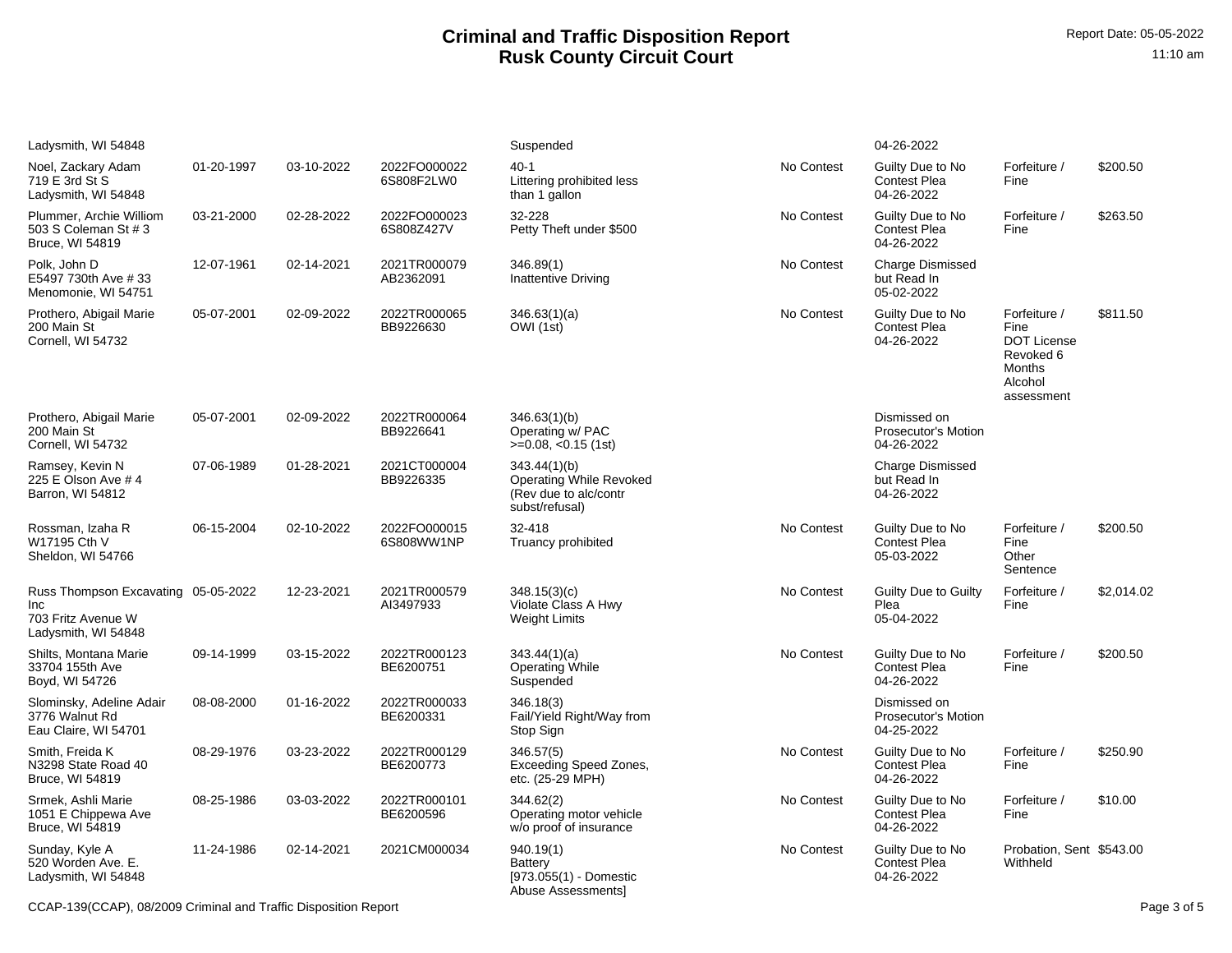# Criminal and Traffic Disposition Report
## Rusk County Circuit Court

Report Date: 05-05-2022
11:10 am

| | | | | | | | | |
|---|---|---|---|---|---|---|---|---|
| Ladysmith, WI 54848 | | | | Suspended | | 04-26-2022 | | |
| Noel, Zackary Adam<br>719 E 3rd St S<br>Ladysmith, WI 54848 | 01-20-1997 | 03-10-2022 | 2022FO000022<br>6S808F2LW0 | 40-1<br>Littering prohibited less than 1 gallon | No Contest | Guilty Due to No Contest Plea<br>04-26-2022 | Forfeiture / Fine | $200.50 |
| Plummer, Archie Williom<br>503 S Coleman St # 3<br>Bruce, WI 54819 | 03-21-2000 | 02-28-2022 | 2022FO000023<br>6S808Z427V | 32-228<br>Petty Theft under $500 | No Contest | Guilty Due to No Contest Plea<br>04-26-2022 | Forfeiture / Fine | $263.50 |
| Polk, John D<br>E5497 730th Ave # 33<br>Menomonie, WI 54751 | 12-07-1961 | 02-14-2021 | 2021TR000079<br>AB2362091 | 346.89(1)<br>Inattentive Driving | No Contest | Charge Dismissed but Read In<br>05-02-2022 | | |
| Prothero, Abigail Marie<br>200 Main St<br>Cornell, WI 54732 | 05-07-2001 | 02-09-2022 | 2022TR000065<br>BB9226630 | 346.63(1)(a)<br>OWI (1st) | No Contest | Guilty Due to No Contest Plea<br>04-26-2022 | Forfeiture / Fine<br>DOT License Revoked 6 Months<br>Alcohol assessment | $811.50 |
| Prothero, Abigail Marie<br>200 Main St<br>Cornell, WI 54732 | 05-07-2001 | 02-09-2022 | 2022TR000064<br>BB9226641 | 346.63(1)(b)<br>Operating w/ PAC >=0.08, <0.15 (1st) | | Dismissed on Prosecutor's Motion<br>04-26-2022 | | |
| Ramsey, Kevin N<br>225 E Olson Ave # 4<br>Barron, WI 54812 | 07-06-1989 | 01-28-2021 | 2021CT000004<br>BB9226335 | 343.44(1)(b)<br>Operating While Revoked (Rev due to alc/contr subst/refusal) | | Charge Dismissed but Read In<br>04-26-2022 | | |
| Rossman, Izaha R<br>W17195 Cth V<br>Sheldon, WI 54766 | 06-15-2004 | 02-10-2022 | 2022FO000015<br>6S808WW1NP | 32-418<br>Truancy prohibited | No Contest | Guilty Due to No Contest Plea<br>05-03-2022 | Forfeiture / Fine<br>Other Sentence | $200.50 |
| Russ Thompson Excavating Inc<br>703 Fritz Avenue W<br>Ladysmith, WI 54848 | 05-05-2022 | 12-23-2021 | 2021TR000579<br>AI3497933 | 348.15(3)(c)<br>Violate Class A Hwy Weight Limits | No Contest | Guilty Due to Guilty Plea<br>05-04-2022 | Forfeiture / Fine | $2,014.02 |
| Shilts, Montana Marie<br>33704 155th Ave<br>Boyd, WI 54726 | 09-14-1999 | 03-15-2022 | 2022TR000123<br>BE6200751 | 343.44(1)(a)<br>Operating While Suspended | No Contest | Guilty Due to No Contest Plea<br>04-26-2022 | Forfeiture / Fine | $200.50 |
| Slominsky, Adeline Adair<br>3776 Walnut Rd<br>Eau Claire, WI 54701 | 08-08-2000 | 01-16-2022 | 2022TR000033<br>BE6200331 | 346.18(3)<br>Fail/Yield Right/Way from Stop Sign | | Dismissed on Prosecutor's Motion<br>04-25-2022 | | |
| Smith, Freida K<br>N3298 State Road 40<br>Bruce, WI 54819 | 08-29-1976 | 03-23-2022 | 2022TR000129<br>BE6200773 | 346.57(5)<br>Exceeding Speed Zones, etc. (25-29 MPH) | No Contest | Guilty Due to No Contest Plea<br>04-26-2022 | Forfeiture / Fine | $250.90 |
| Srmek, Ashli Marie<br>1051 E Chippewa Ave<br>Bruce, WI 54819 | 08-25-1986 | 03-03-2022 | 2022TR000101<br>BE6200596 | 344.62(2)<br>Operating motor vehicle w/o proof of insurance | No Contest | Guilty Due to No Contest Plea<br>04-26-2022 | Forfeiture / Fine | $10.00 |
| Sunday, Kyle A<br>520 Worden Ave. E.<br>Ladysmith, WI 54848 | 11-24-1986 | 02-14-2021 | 2021CM000034 | 940.19(1)<br>Battery<br>[973.055(1) - Domestic Abuse Assessments] | No Contest | Guilty Due to No Contest Plea<br>04-26-2022 | Probation, Sent Withheld | $543.00 |

CCAP-139(CCAP), 08/2009 Criminal and Traffic Disposition Report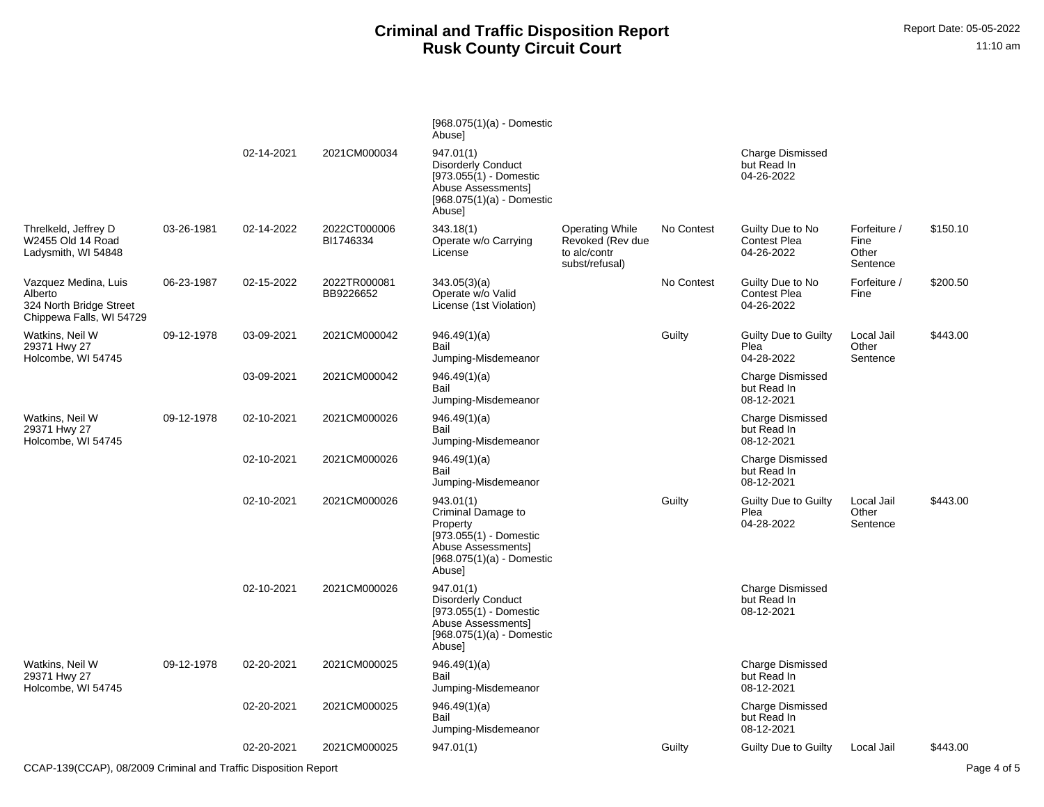# Criminal and Traffic Disposition Report
# Rusk County Circuit Court

Report Date: 05-05-2022

11:10 am

| | | | | | | | | | |
|---|---|---|---|---|---|---|---|---|---|
| | | | | [968.075(1)(a) - Domestic Abuse] | | | | | |
| | | 02-14-2021 | 2021CM000034 | 947.01(1) Disorderly Conduct [973.055(1) - Domestic Abuse Assessments] [968.075(1)(a) - Domestic Abuse] | | | Charge Dismissed but Read In 04-26-2022 | | |
| Threlkeld, Jeffrey D W2455 Old 14 Road Ladysmith, WI 54848 | 03-26-1981 | 02-14-2022 | 2022CT000006 BI1746334 | 343.18(1) Operate w/o Carrying License | Operating While Revoked (Rev due to alc/contr subst/refusal) | No Contest | Guilty Due to No Contest Plea 04-26-2022 | Forfeiture / Fine Other Sentence | $150.10 |
| Vazquez Medina, Luis Alberto 324 North Bridge Street Chippewa Falls, WI 54729 | 06-23-1987 | 02-15-2022 | 2022TR000081 BB9226652 | 343.05(3)(a) Operate w/o Valid License (1st Violation) | | No Contest | Guilty Due to No Contest Plea 04-26-2022 | Forfeiture / Fine | $200.50 |
| Watkins, Neil W 29371 Hwy 27 Holcombe, WI 54745 | 09-12-1978 | 03-09-2021 | 2021CM000042 | 946.49(1)(a) Bail Jumping-Misdemeanor | | Guilty | Guilty Due to Guilty Plea 04-28-2022 | Local Jail Other Sentence | $443.00 |
| | | 03-09-2021 | 2021CM000042 | 946.49(1)(a) Bail Jumping-Misdemeanor | | | Charge Dismissed but Read In 08-12-2021 | | |
| Watkins, Neil W 29371 Hwy 27 Holcombe, WI 54745 | 09-12-1978 | 02-10-2021 | 2021CM000026 | 946.49(1)(a) Bail Jumping-Misdemeanor | | | Charge Dismissed but Read In 08-12-2021 | | |
| | | 02-10-2021 | 2021CM000026 | 946.49(1)(a) Bail Jumping-Misdemeanor | | | Charge Dismissed but Read In 08-12-2021 | | |
| | | 02-10-2021 | 2021CM000026 | 943.01(1) Criminal Damage to Property [973.055(1) - Domestic Abuse Assessments] [968.075(1)(a) - Domestic Abuse] | | Guilty | Guilty Due to Guilty Plea 04-28-2022 | Local Jail Other Sentence | $443.00 |
| | | 02-10-2021 | 2021CM000026 | 947.01(1) Disorderly Conduct [973.055(1) - Domestic Abuse Assessments] [968.075(1)(a) - Domestic Abuse] | | | Charge Dismissed but Read In 08-12-2021 | | |
| Watkins, Neil W 29371 Hwy 27 Holcombe, WI 54745 | 09-12-1978 | 02-20-2021 | 2021CM000025 | 946.49(1)(a) Bail Jumping-Misdemeanor | | | Charge Dismissed but Read In 08-12-2021 | | |
| | | 02-20-2021 | 2021CM000025 | 946.49(1)(a) Bail Jumping-Misdemeanor | | | Charge Dismissed but Read In 08-12-2021 | | |
| | | 02-20-2021 | 2021CM000025 | 947.01(1) | | Guilty | Guilty Due to Guilty | Local Jail | $443.00 |

CCAP-139(CCAP), 08/2009 Criminal and Traffic Disposition Report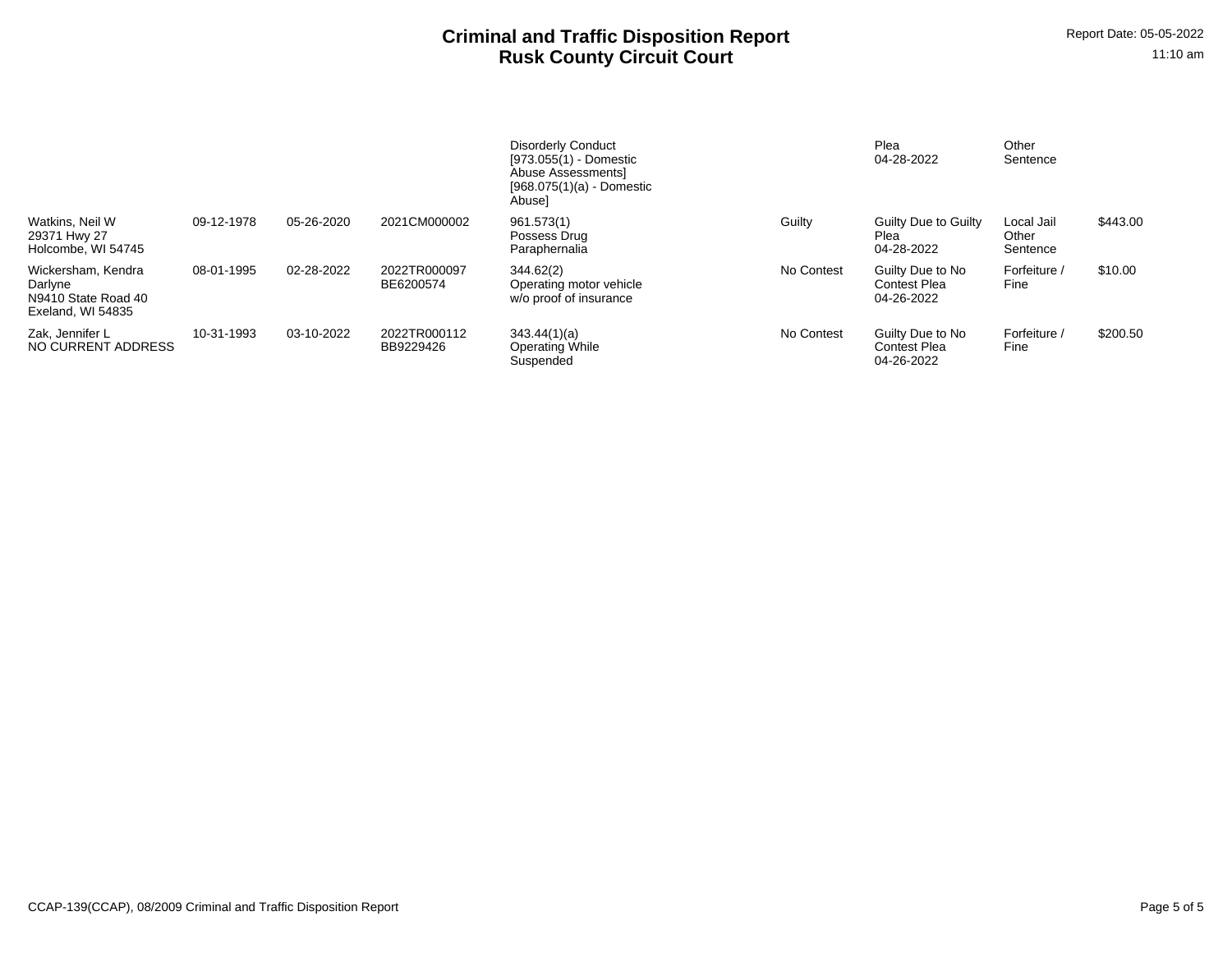# Criminal and Traffic Disposition Report
## Rusk County Circuit Court

Report Date: 05-05-2022
11:10 am

| | | | | | | | | |
|---|---|---|---|---|---|---|---|---|
| | | | | Disorderly Conduct [973.055(1) - Domestic Abuse Assessments] [968.075(1)(a) - Domestic Abuse] | | Plea 04-28-2022 | Other Sentence | |
| Watkins, Neil W 29371 Hwy 27 Holcombe, WI 54745 | 09-12-1978 | 05-26-2020 | 2021CM000002 | 961.573(1) Possess Drug Paraphernalia | Guilty | Guilty Due to Guilty Plea 04-28-2022 | Local Jail Other Sentence | $443.00 |
| Wickersham, Kendra Darlyne N9410 State Road 40 Exeland, WI 54835 | 08-01-1995 | 02-28-2022 | 2022TR000097 BE6200574 | 344.62(2) Operating motor vehicle w/o proof of insurance | No Contest | Guilty Due to No Contest Plea 04-26-2022 | Forfeiture / Fine | $10.00 |
| Zak, Jennifer L NO CURRENT ADDRESS | 10-31-1993 | 03-10-2022 | 2022TR000112 BB9229426 | 343.44(1)(a) Operating While Suspended | No Contest | Guilty Due to No Contest Plea 04-26-2022 | Forfeiture / Fine | $200.50 |

CCAP-139(CCAP), 08/2009 Criminal and Traffic Disposition Report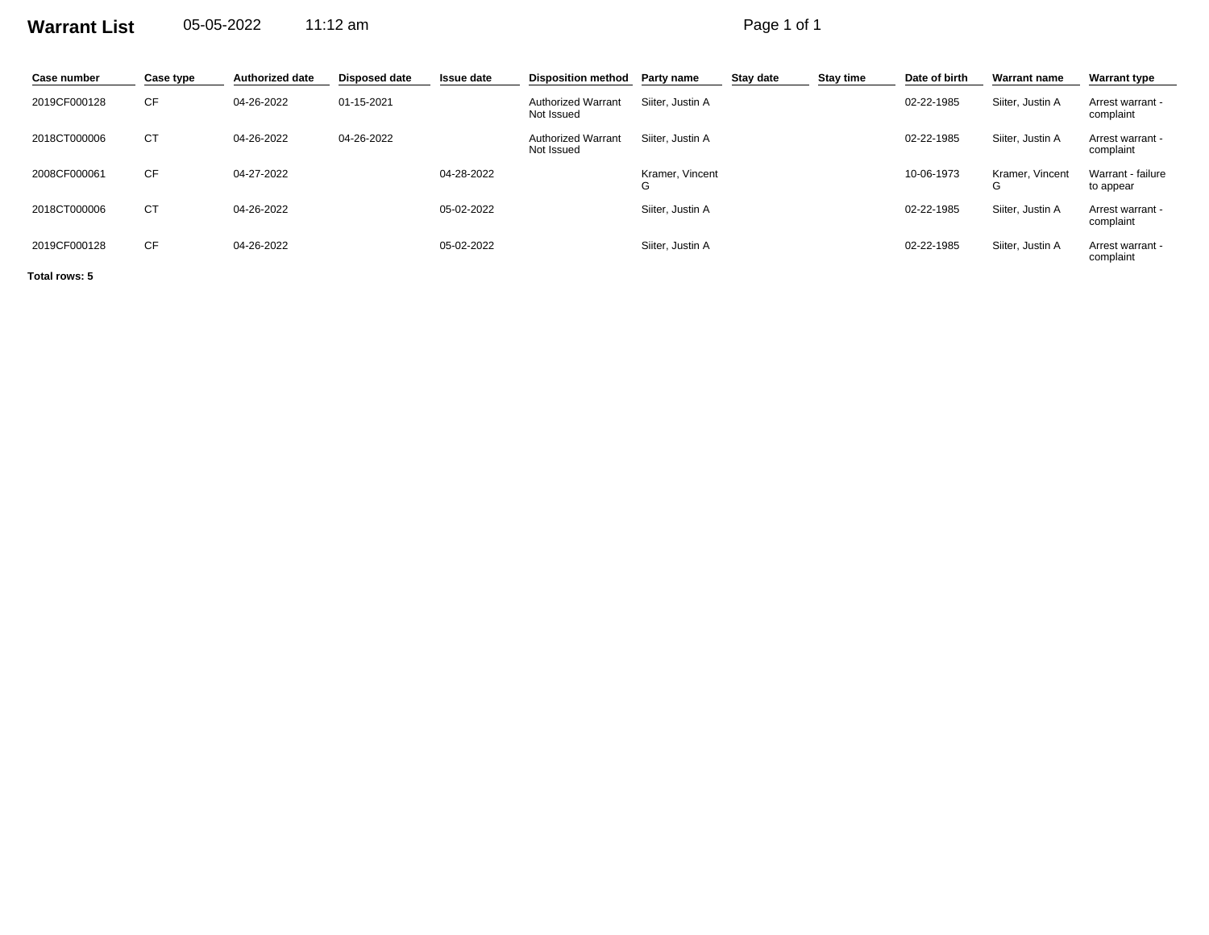# Warrant List

05-05-2022 11:12 am

| Case number | Case type | Authorized date | Disposed date | Issue date | Disposition method | Party name | Stay date | Stay time | Date of birth | Warrant name | Warrant type |
|---|---|---|---|---|---|---|---|---|---|---|---|
| 2019CF000128 | CF | 04-26-2022 | 01-15-2021 | | Authorized Warrant Not Issued | Siiter, Justin A | | | 02-22-1985 | Siiter, Justin A | Arrest warrant - complaint |
| 2018CT000006 | CT | 04-26-2022 | 04-26-2022 | | Authorized Warrant Not Issued | Siiter, Justin A | | | 02-22-1985 | Siiter, Justin A | Arrest warrant - complaint |
| 2008CF000061 | CF | 04-27-2022 | | 04-28-2022 | | Kramer, Vincent G | | | 10-06-1973 | Kramer, Vincent G | Warrant - failure to appear |
| 2018CT000006 | CT | 04-26-2022 | | 05-02-2022 | | Siiter, Justin A | | | 02-22-1985 | Siiter, Justin A | Arrest warrant - complaint |
| 2019CF000128 | CF | 04-26-2022 | | 05-02-2022 | | Siiter, Justin A | | | 02-22-1985 | Siiter, Justin A | Arrest warrant - complaint |

**Total rows: 5**